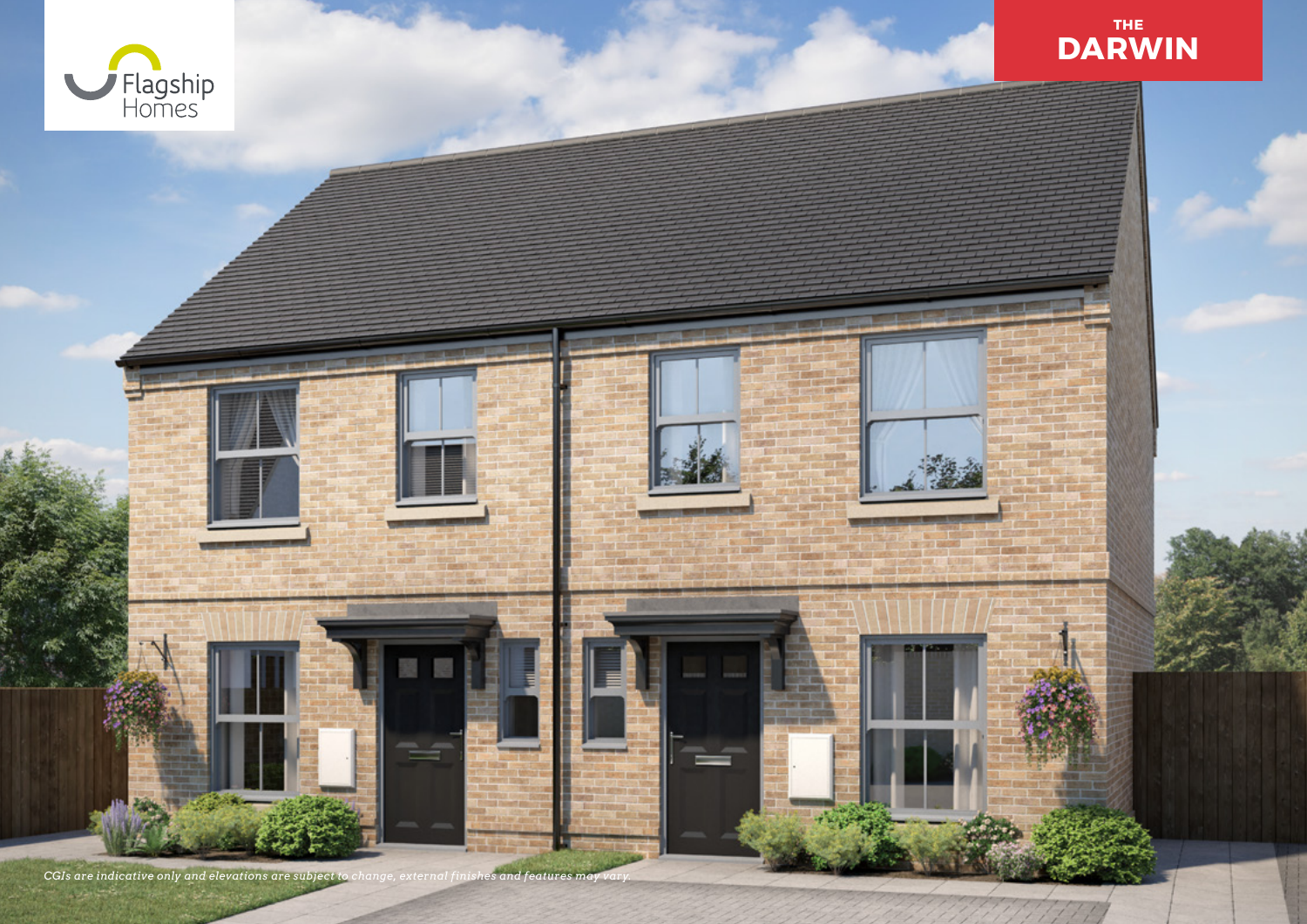Flagship Homes

# THE DARWIN

*CGIs are indicative only and elevations are subject to change, external finishes and features may vary.*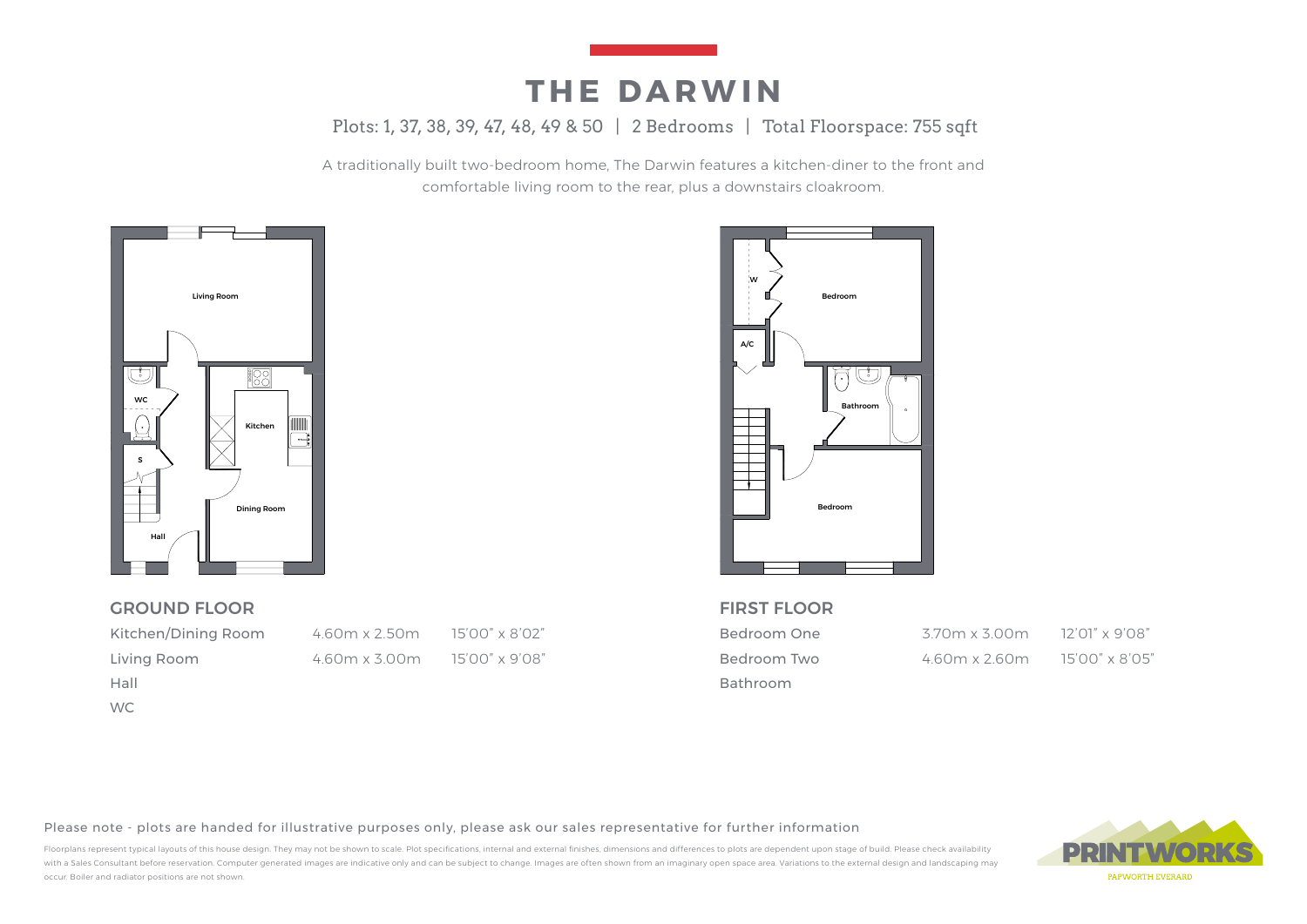# THE DARWIN

Plots: 1, 37, 38, 39, 47, 48, 49 & 50 | 2 Bedrooms | Total Floorspace: 755 sqft

A traditionally built two-bedroom home, The Darwin features a kitchen-diner to the front and comfortable living room to the rear, plus a downstairs cloakroom.

Living Room

WC

S

Kitchen

Dining Room

Hall

W

A/C

Bedroom

Bathroom

Bedroom

## GROUND FLOOR

| | | |
|---|---|---|
| Kitchen/Dining Room | 4.60m x 2.50m | 15'00" x 8'02" |
| Living Room | 4.60m x 3.00m | 15'00" x 9'08" |
| Hall | | |
| WC | | |

## FIRST FLOOR

| | | |
|---|---|---|
| Bedroom One | 3.70m x 3.00m | 12'01" x 9'08" |
| Bedroom Two | 4.60m x 2.60m | 15'00" x 8'05" |
| Bathroom | | |

Please note - plots are handed for illustrative purposes only, please ask our sales representative for further information

Floorplans represent typical layouts of this house design. They may not be shown to scale. Plot specifications, internal and external finishes, dimensions and differences to plots are dependent upon stage of build. Please check availability with a Sales Consultant before reservation. Computer generated images are indicative only and can be subject to change. Images are often shown from an imaginary open space area. Variations to the external design and landscaping may occur. Boiler and radiator positions are not shown.

PRINTWORKS
PAPWORTH EVERARD